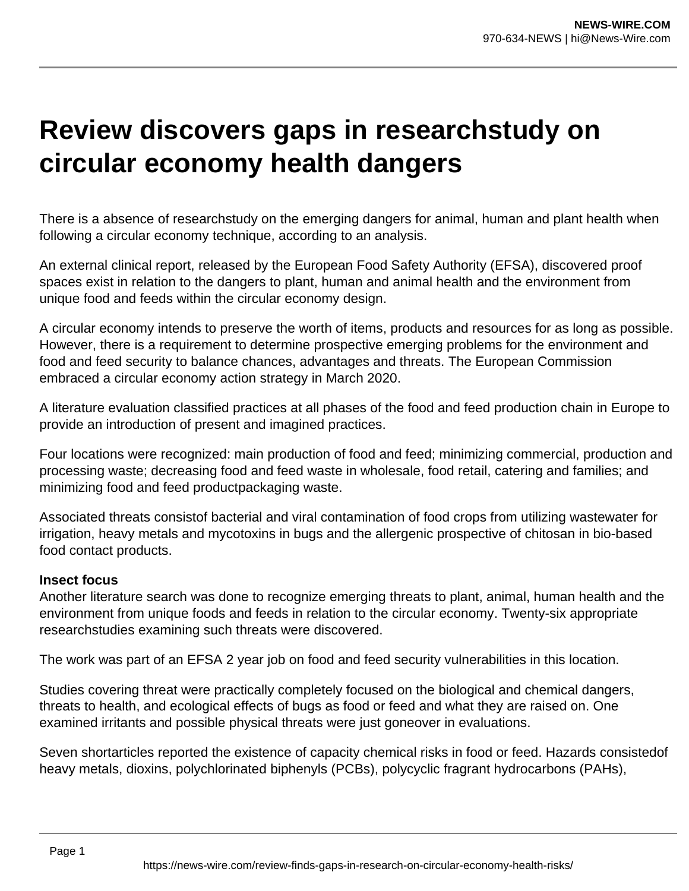# Review discovers gaps in researchstudy on circular economy health dangers

There is a absence of researchstudy on the emerging dangers for animal, human and plant health when following a circular economy technique, according to an analysis.

An external clinical report, released by the European Food Safety Authority (EFSA), discovered proof spaces exist in relation to the dangers to plant, human and animal health and the environment from unique food and feeds within the circular economy design.

A circular economy intends to preserve the worth of items, products and resources for as long as possible. However, there is a requirement to determine prospective emerging problems for the environment and food and feed security to balance chances, advantages and threats. The European Commission embraced a circular economy action strategy in March 2020.

A literature evaluation classified practices at all phases of the food and feed production chain in Europe to provide an introduction of present and imagined practices.

Four locations were recognized: main production of food and feed; minimizing commercial, production and processing waste; decreasing food and feed waste in wholesale, food retail, catering and families; and minimizing food and feed productpackaging waste.

Associated threats consistof bacterial and viral contamination of food crops from utilizing wastewater for irrigation, heavy metals and mycotoxins in bugs and the allergenic prospective of chitosan in bio-based food contact products.

**Insect focus**

Another literature search was done to recognize emerging threats to plant, animal, human health and the environment from unique foods and feeds in relation to the circular economy. Twenty-six appropriate researchstudies examining such threats were discovered.

The work was part of an EFSA 2 year job on food and feed security vulnerabilities in this location.

Studies covering threat were practically completely focused on the biological and chemical dangers, threats to health, and ecological effects of bugs as food or feed and what they are raised on. One examined irritants and possible physical threats were just goneover in evaluations.

Seven shortarticles reported the existence of capacity chemical risks in food or feed. Hazards consistedof heavy metals, dioxins, polychlorinated biphenyls (PCBs), polycyclic fragrant hydrocarbons (PAHs),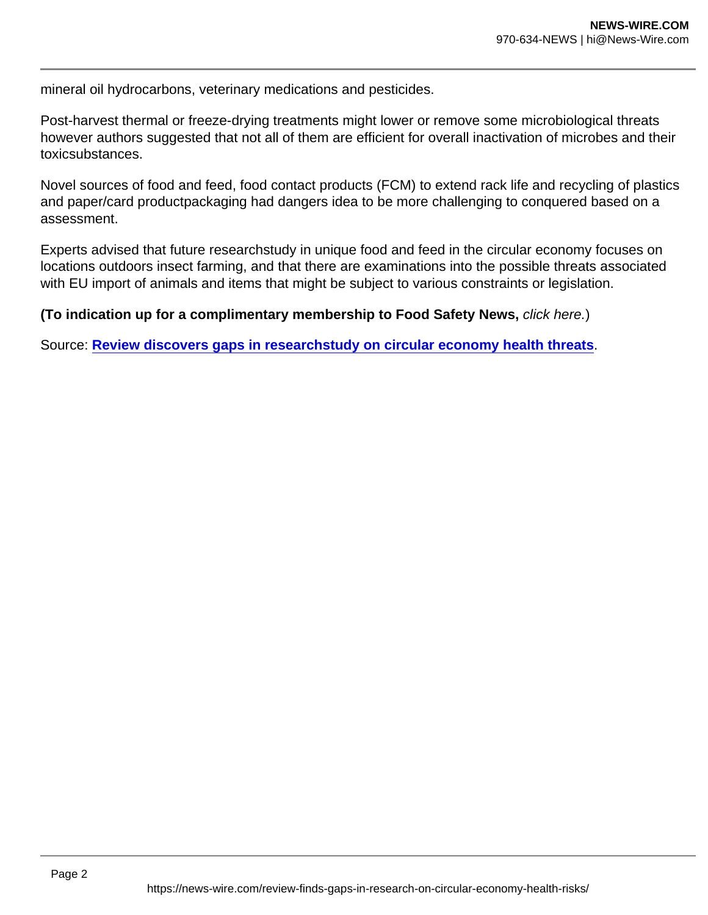mineral oil hydrocarbons, veterinary medications and pesticides.

Post-harvest thermal or freeze-drying treatments might lower or remove some microbiological threats however authors suggested that not all of them are efficient for overall inactivation of microbes and their toxicsubstances.

Novel sources of food and feed, food contact products (FCM) to extend rack life and recycling of plastics and paper/card productpackaging had dangers idea to be more challenging to conquered based on a assessment.

Experts advised that future researchstudy in unique food and feed in the circular economy focuses on locations outdoors insect farming, and that there are examinations into the possible threats associated with EU import of animals and items that might be subject to various constraints or legislation.

**(To indication up for a complimentary membership to Food Safety News,** *click here.*)

Source: **Review discovers gaps in researchstudy on circular economy health threats**.